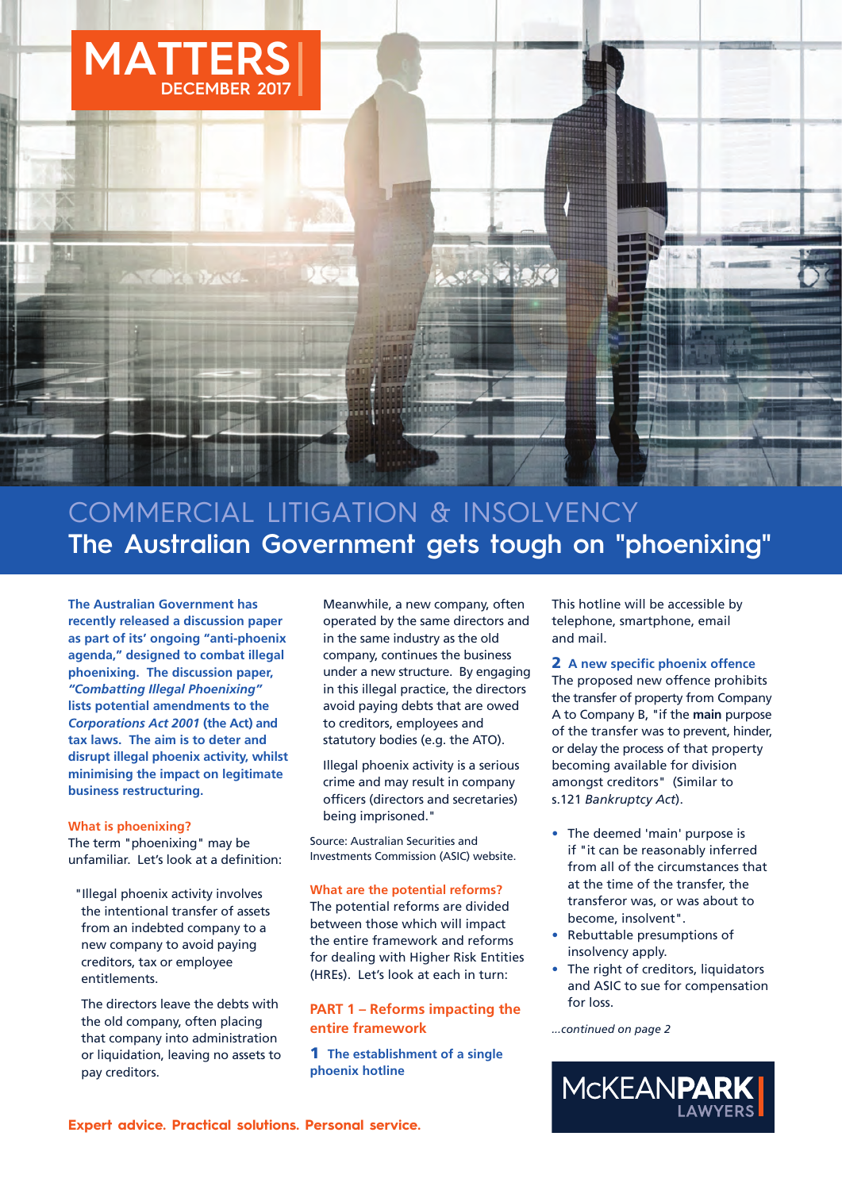# MATTERS

DECEMBER 2017

## COMMERCIAL LITIGATION & INSOLVENCY

# The Australian Government gets tough on "phoenixing"

**The Australian Government has recently released a discussion paper as part of its' ongoing "anti-phoenix agenda," designed to combat illegal phoenixing. The discussion paper, *"Combatting Illegal Phoenixing"* lists potential amendments to the *Corporations Act 2001* (the Act) and tax laws. The aim is to deter and disrupt illegal phoenix activity, whilst minimising the impact on legitimate business restructuring.**

### What is phoenixing?

The term "phoenixing" may be unfamiliar. Let's look at a definition:

> "Illegal phoenix activity involves the intentional transfer of assets from an indebted company to a new company to avoid paying creditors, tax or employee entitlements.
>
> The directors leave the debts with the old company, often placing that company into administration or liquidation, leaving no assets to pay creditors.
>
> Meanwhile, a new company, often operated by the same directors and in the same industry as the old company, continues the business under a new structure. By engaging in this illegal practice, the directors avoid paying debts that are owed to creditors, employees and statutory bodies (e.g. the ATO).
>
> Illegal phoenix activity is a serious crime and may result in company officers (directors and secretaries) being imprisoned."

Source: Australian Securities and Investments Commission (ASIC) website.

### What are the potential reforms?

The potential reforms are divided between those which will impact the entire framework and reforms for dealing with Higher Risk Entities (HREs). Let's look at each in turn:

### PART 1 – Reforms impacting the entire framework

#### 1 The establishment of a single phoenix hotline

This hotline will be accessible by telephone, smartphone, email and mail.

#### 2 A new specific phoenix offence

The proposed new offence prohibits the transfer of property from Company A to Company B, "if the **main** purpose of the transfer was to prevent, hinder, or delay the process of that property becoming available for division amongst creditors" (Similar to s.121 *Bankruptcy Act*).

- The deemed 'main' purpose is if "it can be reasonably inferred from all of the circumstances that at the time of the transfer, the transferor was, or was about to become, insolvent".
- Rebuttable presumptions of insolvency apply.
- The right of creditors, liquidators and ASIC to sue for compensation for loss.

*...continued on page 2*

**Expert advice. Practical solutions. Personal service.**

McKEANPARK LAWYERS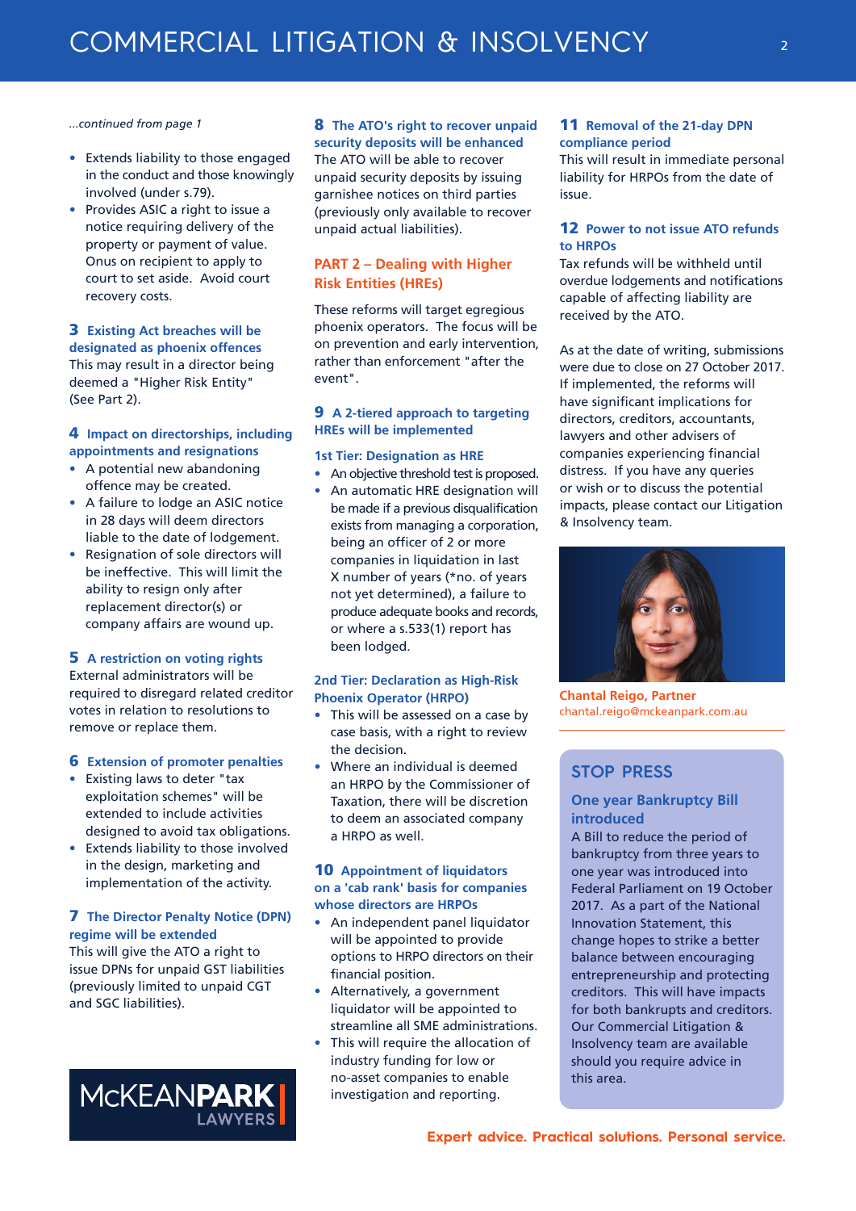*...continued from page 1*

- Extends liability to those engaged in the conduct and those knowingly involved (under s.79).
- Provides ASIC a right to issue a notice requiring delivery of the property or payment of value. Onus on recipient to apply to court to set aside. Avoid court recovery costs.

### 3 Existing Act breaches will be designated as phoenix offences

This may result in a director being deemed a "Higher Risk Entity" (See Part 2).

### 4 Impact on directorships, including appointments and resignations

- A potential new abandoning offence may be created.
- A failure to lodge an ASIC notice in 28 days will deem directors liable to the date of lodgement.
- Resignation of sole directors will be ineffective. This will limit the ability to resign only after replacement director(s) or company affairs are wound up.

### 5 A restriction on voting rights

External administrators will be required to disregard related creditor votes in relation to resolutions to remove or replace them.

### 6 Extension of promoter penalties

- Existing laws to deter "tax exploitation schemes" will be extended to include activities designed to avoid tax obligations.
- Extends liability to those involved in the design, marketing and implementation of the activity.

### 7 The Director Penalty Notice (DPN) regime will be extended

This will give the ATO a right to issue DPNs for unpaid GST liabilities (previously limited to unpaid CGT and SGC liabilities).

### 8 The ATO's right to recover unpaid security deposits will be enhanced

The ATO will be able to recover unpaid security deposits by issuing garnishee notices on third parties (previously only available to recover unpaid actual liabilities).

## PART 2 – Dealing with Higher Risk Entities (HREs)

These reforms will target egregious phoenix operators. The focus will be on prevention and early intervention, rather than enforcement "after the event".

### 9 A 2-tiered approach to targeting HREs will be implemented

#### 1st Tier: Designation as HRE

- An objective threshold test is proposed.
- An automatic HRE designation will be made if a previous disqualification exists from managing a corporation, being an officer of 2 or more companies in liquidation in last X number of years (*no. of years not yet determined), a failure to produce adequate books and records, or where a s.533(1) report has been lodged.

#### 2nd Tier: Declaration as High-Risk Phoenix Operator (HRPO)

- This will be assessed on a case by case basis, with a right to review the decision.
- Where an individual is deemed an HRPO by the Commissioner of Taxation, there will be discretion to deem an associated company a HRPO as well.

### 10 Appointment of liquidators on a 'cab rank' basis for companies whose directors are HRPOs

- An independent panel liquidator will be appointed to provide options to HRPO directors on their financial position.
- Alternatively, a government liquidator will be appointed to streamline all SME administrations.
- This will require the allocation of industry funding for low or no-asset companies to enable investigation and reporting.

### 11 Removal of the 21-day DPN compliance period

This will result in immediate personal liability for HRPOs from the date of issue.

### 12 Power to not issue ATO refunds to HRPOs

Tax refunds will be withheld until overdue lodgements and notifications capable of affecting liability are received by the ATO.

As at the date of writing, submissions were due to close on 27 October 2017. If implemented, the reforms will have significant implications for directors, creditors, accountants, lawyers and other advisers of companies experiencing financial distress. If you have any queries or wish or to discuss the potential impacts, please contact our Litigation & Insolvency team.

**Chantal Reigo, Partner**
chantal.reigo@mckeanpark.com.au

## STOP PRESS

### One year Bankruptcy Bill introduced

A Bill to reduce the period of bankruptcy from three years to one year was introduced into Federal Parliament on 19 October 2017. As a part of the National Innovation Statement, this change hopes to strike a better balance between encouraging entrepreneurship and protecting creditors. This will have impacts for both bankrupts and creditors. Our Commercial Litigation & Insolvency team are available should you require advice in this area.

McKEANPARK LAWYERS

**Expert advice. Practical solutions. Personal service.**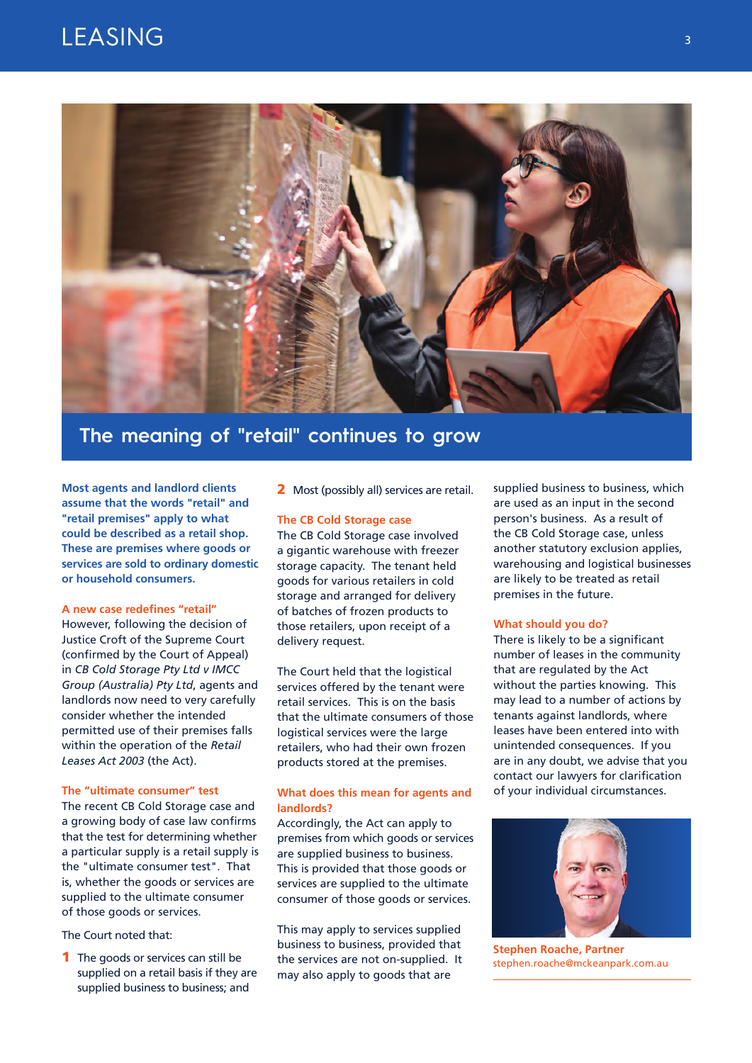# The meaning of "retail" continues to grow

**Most agents and landlord clients assume that the words "retail" and "retail premises" apply to what could be described as a retail shop. These are premises where goods or services are sold to ordinary domestic or household consumers.**

### A new case redefines "retail"

However, following the decision of Justice Croft of the Supreme Court (confirmed by the Court of Appeal) in *CB Cold Storage Pty Ltd v IMCC Group (Australia) Pty Ltd*, agents and landlords now need to very carefully consider whether the intended permitted use of their premises falls within the operation of the *Retail Leases Act 2003* (the Act).

### The "ultimate consumer" test

The recent CB Cold Storage case and a growing body of case law confirms that the test for determining whether a particular supply is a retail supply is the "ultimate consumer test". That is, whether the goods or services are supplied to the ultimate consumer of those goods or services.

The Court noted that:

1. The goods or services can still be supplied on a retail basis if they are supplied business to business; and
2. Most (possibly all) services are retail.

### The CB Cold Storage case

The CB Cold Storage case involved a gigantic warehouse with freezer storage capacity. The tenant held goods for various retailers in cold storage and arranged for delivery of batches of frozen products to those retailers, upon receipt of a delivery request.

The Court held that the logistical services offered by the tenant were retail services. This is on the basis that the ultimate consumers of those logistical services were the large retailers, who had their own frozen products stored at the premises.

### What does this mean for agents and landlords?

Accordingly, the Act can apply to premises from which goods or services are supplied business to business. This is provided that those goods or services are supplied to the ultimate consumer of those goods or services.

This may apply to services supplied business to business, provided that the services are not on-supplied. It may also apply to goods that are supplied business to business, which are used as an input in the second person's business. As a result of the CB Cold Storage case, unless another statutory exclusion applies, warehousing and logistical businesses are likely to be treated as retail premises in the future.

### What should you do?

There is likely to be a significant number of leases in the community that are regulated by the Act without the parties knowing. This may lead to a number of actions by tenants against landlords, where leases have been entered into with unintended consequences. If you are in any doubt, we advise that you contact our lawyers for clarification of your individual circumstances.

**Stephen Roache, Partner**
stephen.roache@mckeanpark.com.au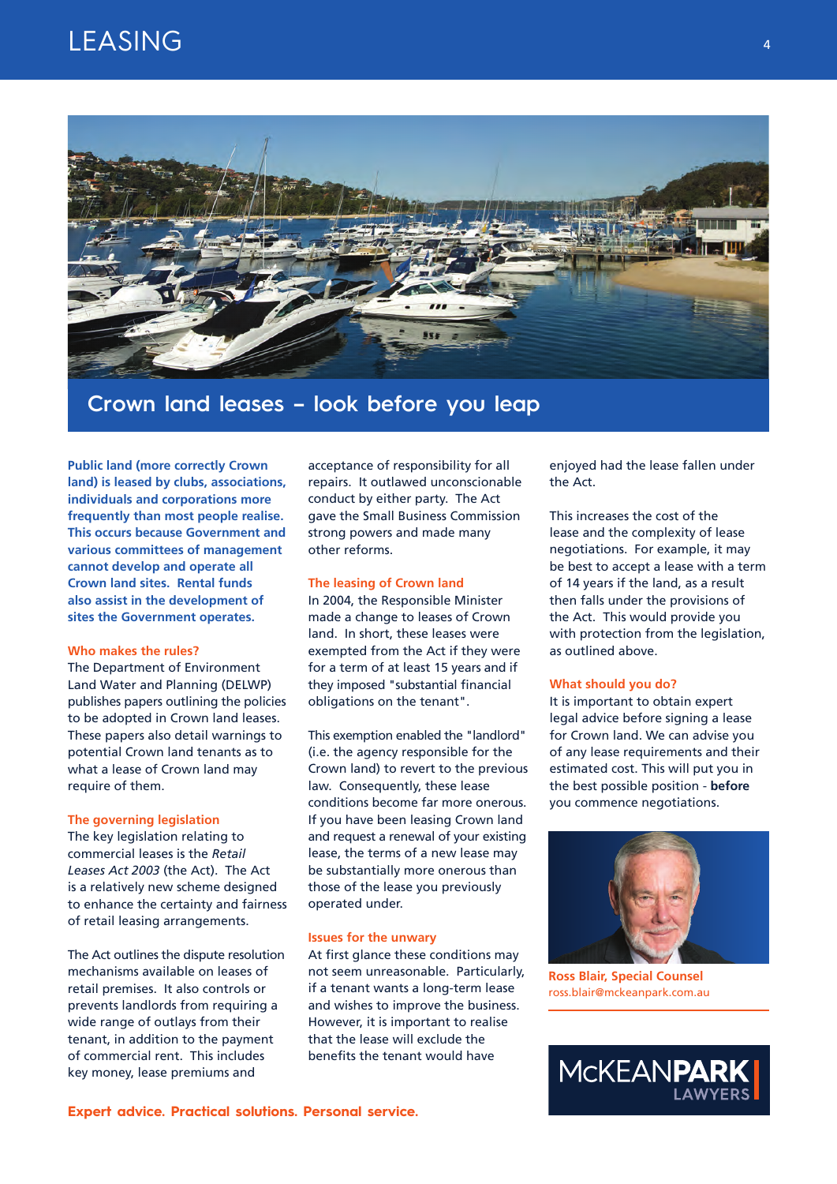# Crown land leases – look before you leap

**Public land (more correctly Crown land) is leased by clubs, associations, individuals and corporations more frequently than most people realise. This occurs because Government and various committees of management cannot develop and operate all Crown land sites. Rental funds also assist in the development of sites the Government operates.**

## Who makes the rules?

The Department of Environment Land Water and Planning (DELWP) publishes papers outlining the policies to be adopted in Crown land leases. These papers also detail warnings to potential Crown land tenants as to what a lease of Crown land may require of them.

## The governing legislation

The key legislation relating to commercial leases is the *Retail Leases Act 2003* (the Act). The Act is a relatively new scheme designed to enhance the certainty and fairness of retail leasing arrangements.

The Act outlines the dispute resolution mechanisms available on leases of retail premises. It also controls or prevents landlords from requiring a wide range of outlays from their tenant, in addition to the payment of commercial rent. This includes key money, lease premiums and acceptance of responsibility for all repairs. It outlawed unconscionable conduct by either party. The Act gave the Small Business Commission strong powers and made many other reforms.

## The leasing of Crown land

In 2004, the Responsible Minister made a change to leases of Crown land. In short, these leases were exempted from the Act if they were for a term of at least 15 years and if they imposed "substantial financial obligations on the tenant".

This exemption enabled the "landlord" (i.e. the agency responsible for the Crown land) to revert to the previous law. Consequently, these lease conditions become far more onerous. If you have been leasing Crown land and request a renewal of your existing lease, the terms of a new lease may be substantially more onerous than those of the lease you previously operated under.

## Issues for the unwary

At first glance these conditions may not seem unreasonable. Particularly, if a tenant wants a long-term lease and wishes to improve the business. However, it is important to realise that the lease will exclude the benefits the tenant would have enjoyed had the lease fallen under the Act.

This increases the cost of the lease and the complexity of lease negotiations. For example, it may be best to accept a lease with a term of 14 years if the land, as a result then falls under the provisions of the Act. This would provide you with protection from the legislation, as outlined above.

## What should you do?

It is important to obtain expert legal advice before signing a lease for Crown land. We can advise you of any lease requirements and their estimated cost. This will put you in the best possible position - **before** you commence negotiations.

**Ross Blair, Special Counsel**
ross.blair@mckeanpark.com.au

McKEANPARK LAWYERS

**Expert advice. Practical solutions. Personal service.**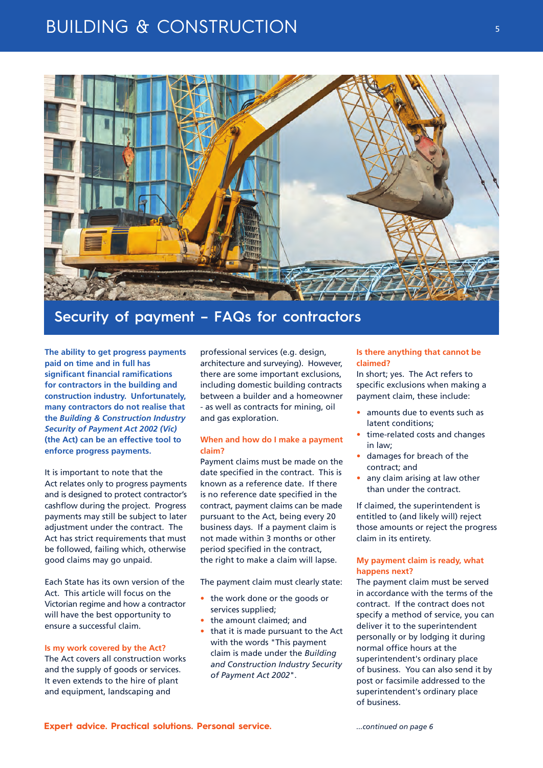## Security of payment – FAQs for contractors

**The ability to get progress payments paid on time and in full has significant financial ramifications for contractors in the building and construction industry. Unfortunately, many contractors do not realise that the *Building & Construction Industry Security of Payment Act 2002 (Vic)* (the Act) can be an effective tool to enforce progress payments.**

It is important to note that the Act relates only to progress payments and is designed to protect contractor's cashflow during the project. Progress payments may still be subject to later adjustment under the contract. The Act has strict requirements that must be followed, failing which, otherwise good claims may go unpaid.

Each State has its own version of the Act. This article will focus on the Victorian regime and how a contractor will have the best opportunity to ensure a successful claim.

### Is my work covered by the Act?

The Act covers all construction works and the supply of goods or services. It even extends to the hire of plant and equipment, landscaping and professional services (e.g. design, architecture and surveying). However, there are some important exclusions, including domestic building contracts between a builder and a homeowner - as well as contracts for mining, oil and gas exploration.

### When and how do I make a payment claim?

Payment claims must be made on the date specified in the contract. This is known as a reference date. If there is no reference date specified in the contract, payment claims can be made pursuant to the Act, being every 20 business days. If a payment claim is not made within 3 months or other period specified in the contract, the right to make a claim will lapse.

The payment claim must clearly state:

- the work done or the goods or services supplied;
- the amount claimed; and
- that it is made pursuant to the Act with the words "This payment claim is made under the *Building and Construction Industry Security of Payment Act 2002*".

### Is there anything that cannot be claimed?

In short; yes. The Act refers to specific exclusions when making a payment claim, these include:

- amounts due to events such as latent conditions;
- time-related costs and changes in law;
- damages for breach of the contract; and
- any claim arising at law other than under the contract.

If claimed, the superintendent is entitled to (and likely will) reject those amounts or reject the progress claim in its entirety.

### My payment claim is ready, what happens next?

The payment claim must be served in accordance with the terms of the contract. If the contract does not specify a method of service, you can deliver it to the superintendent personally or by lodging it during normal office hours at the superintendent's ordinary place of business. You can also send it by post or facsimile addressed to the superintendent's ordinary place of business.

*...continued on page 6*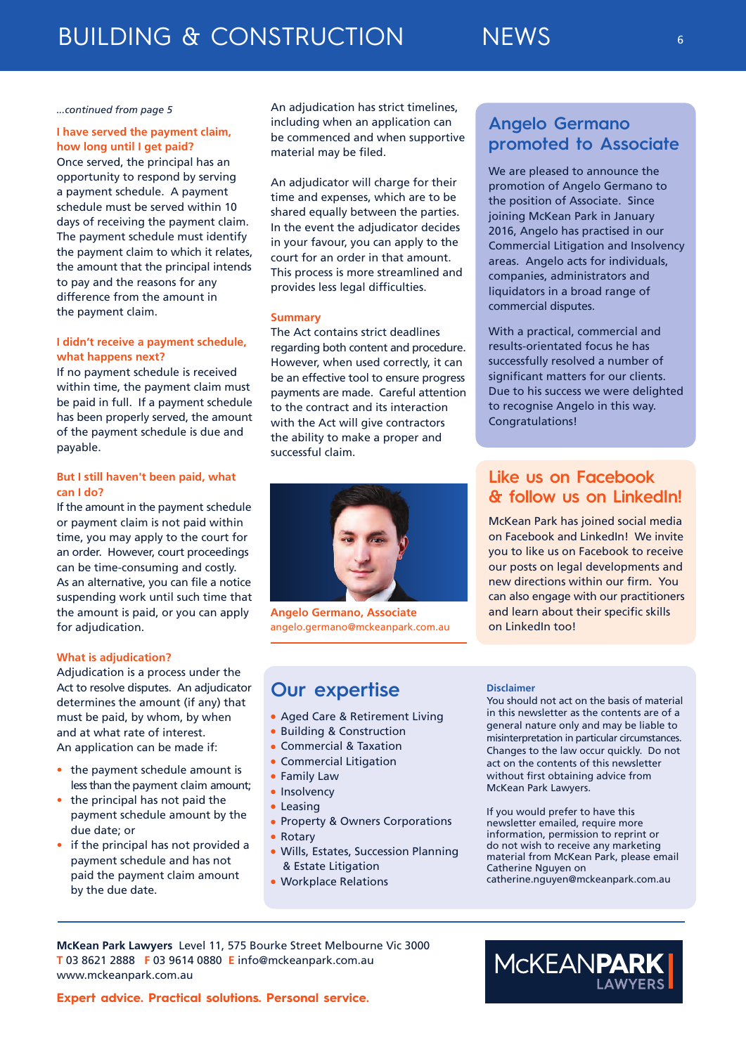*...continued from page 5*

### I have served the payment claim, how long until I get paid?

Once served, the principal has an opportunity to respond by serving a payment schedule. A payment schedule must be served within 10 days of receiving the payment claim. The payment schedule must identify the payment claim to which it relates, the amount that the principal intends to pay and the reasons for any difference from the amount in the payment claim.

### I didn't receive a payment schedule, what happens next?

If no payment schedule is received within time, the payment claim must be paid in full. If a payment schedule has been properly served, the amount of the payment schedule is due and payable.

### But I still haven't been paid, what can I do?

If the amount in the payment schedule or payment claim is not paid within time, you may apply to the court for an order. However, court proceedings can be time-consuming and costly. As an alternative, you can file a notice suspending work until such time that the amount is paid, or you can apply for adjudication.

### What is adjudication?

Adjudication is a process under the Act to resolve disputes. An adjudicator determines the amount (if any) that must be paid, by whom, by when and at what rate of interest. An application can be made if:

- the payment schedule amount is less than the payment claim amount;
- the principal has not paid the payment schedule amount by the due date; or
- if the principal has not provided a payment schedule and has not paid the payment claim amount by the due date.

An adjudication has strict timelines, including when an application can be commenced and when supportive material may be filed.

An adjudicator will charge for their time and expenses, which are to be shared equally between the parties. In the event the adjudicator decides in your favour, you can apply to the court for an order in that amount. This process is more streamlined and provides less legal difficulties.

### Summary

The Act contains strict deadlines regarding both content and procedure. However, when used correctly, it can be an effective tool to ensure progress payments are made. Careful attention to the contract and its interaction with the Act will give contractors the ability to make a proper and successful claim.

Angelo Germano, Associate
angelo.germano@mckeanpark.com.au

## Angelo Germano promoted to Associate

We are pleased to announce the promotion of Angelo Germano to the position of Associate. Since joining McKean Park in January 2016, Angelo has practised in our Commercial Litigation and Insolvency areas. Angelo acts for individuals, companies, administrators and liquidators in a broad range of commercial disputes.

With a practical, commercial and results-orientated focus he has successfully resolved a number of significant matters for our clients. Due to his success we were delighted to recognise Angelo in this way. Congratulations!

## Like us on Facebook & follow us on LinkedIn!

McKean Park has joined social media on Facebook and LinkedIn! We invite you to like us on Facebook to receive our posts on legal developments and new directions within our firm. You can also engage with our practitioners and learn about their specific skills on LinkedIn too!

## Our expertise

- Aged Care & Retirement Living
- Building & Construction
- Commercial & Taxation
- Commercial Litigation
- Family Law
- Insolvency
- Leasing
- Property & Owners Corporations
- Rotary
- Wills, Estates, Succession Planning & Estate Litigation
- Workplace Relations

### Disclaimer

You should not act on the basis of material in this newsletter as the contents are of a general nature only and may be liable to misinterpretation in particular circumstances. Changes to the law occur quickly. Do not act on the contents of this newsletter without first obtaining advice from McKean Park Lawyers.

If you would prefer to have this newsletter emailed, require more information, permission to reprint or do not wish to receive any marketing material from McKean Park, please email Catherine Nguyen on catherine.nguyen@mckeanpark.com.au

**McKean Park Lawyers** Level 11, 575 Bourke Street Melbourne Vic 3000
**T** 03 8621 2888 **F** 03 9614 0880 **E** info@mckeanpark.com.au
www.mckeanpark.com.au

**Expert advice. Practical solutions. Personal service.**

McKEANPARK LAWYERS